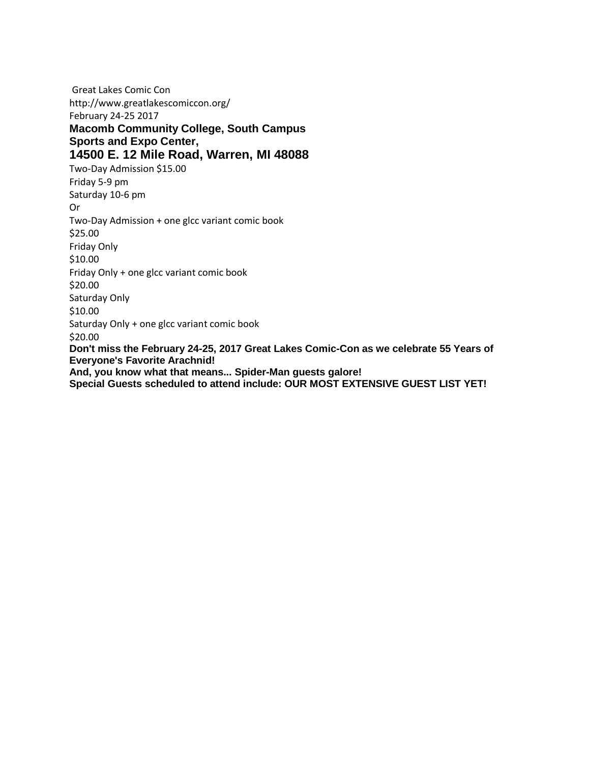Great Lakes Comic Con
http://www.greatlakescomiccon.org/
February 24-25 2017

**Macomb Community College, South Campus**
**Sports and Expo Center,**
**14500 E. 12 Mile Road, Warren, MI 48088**

Two-Day Admission $15.00
Friday 5-9 pm
Saturday 10-6 pm
Or
Two-Day Admission + one glcc variant comic book
$25.00
Friday Only
$10.00
Friday Only + one glcc variant comic book
$20.00
Saturday Only
$10.00
Saturday Only + one glcc variant comic book
$20.00

**Don't miss the February 24-25, 2017 Great Lakes Comic-Con as we celebrate 55 Years of Everyone's Favorite Arachnid!**
**And, you know what that means... Spider-Man guests galore!**
**Special Guests scheduled to attend include: OUR MOST EXTENSIVE GUEST LIST YET!**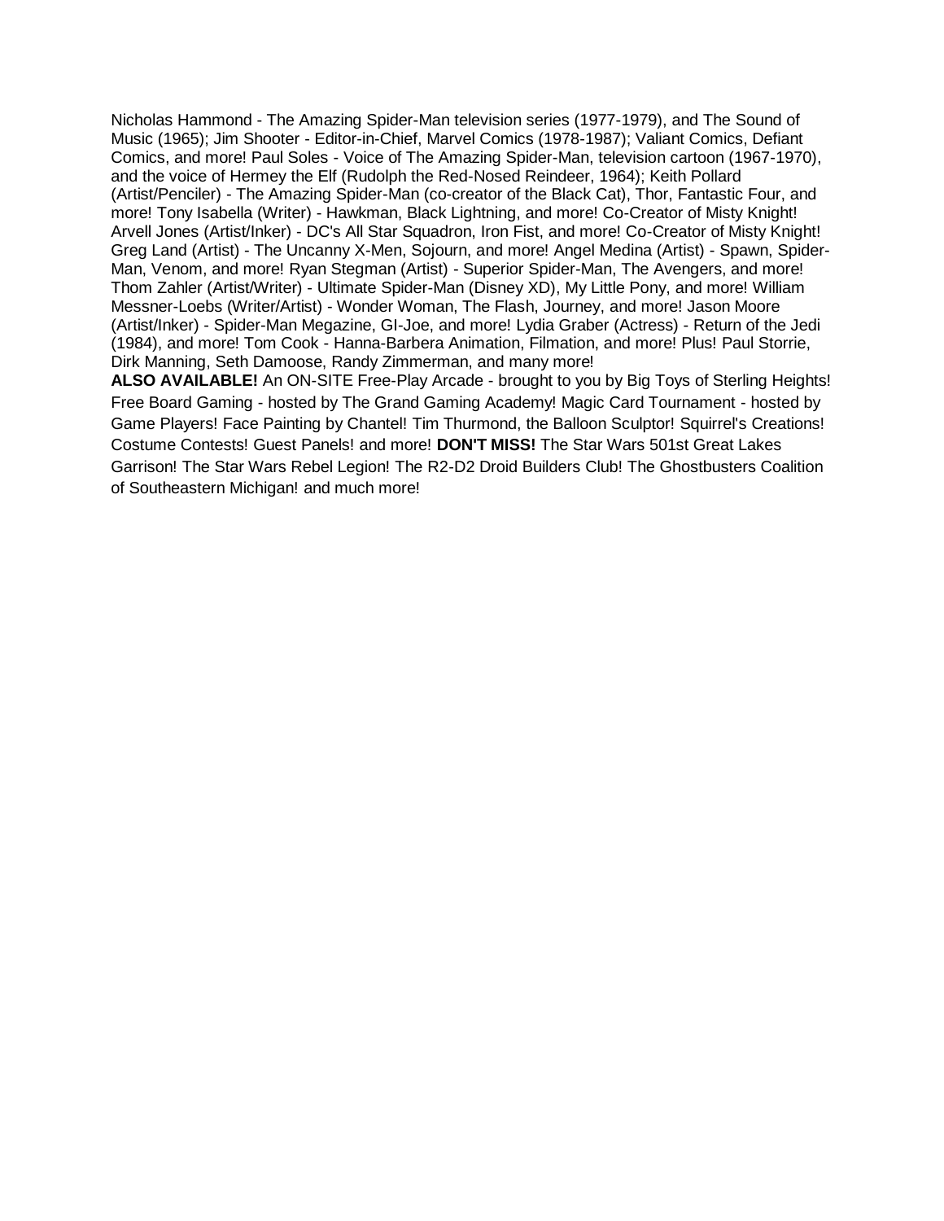Nicholas Hammond - The Amazing Spider-Man television series (1977-1979), and The Sound of Music (1965); Jim Shooter - Editor-in-Chief, Marvel Comics (1978-1987); Valiant Comics, Defiant Comics, and more! Paul Soles - Voice of The Amazing Spider-Man, television cartoon (1967-1970), and the voice of Hermey the Elf (Rudolph the Red-Nosed Reindeer, 1964); Keith Pollard (Artist/Penciler) - The Amazing Spider-Man (co-creator of the Black Cat), Thor, Fantastic Four, and more! Tony Isabella (Writer) - Hawkman, Black Lightning, and more! Co-Creator of Misty Knight! Arvell Jones (Artist/Inker) - DC's All Star Squadron, Iron Fist, and more! Co-Creator of Misty Knight! Greg Land (Artist) - The Uncanny X-Men, Sojourn, and more! Angel Medina (Artist) - Spawn, Spider-Man, Venom, and more! Ryan Stegman (Artist) - Superior Spider-Man, The Avengers, and more! Thom Zahler (Artist/Writer) - Ultimate Spider-Man (Disney XD), My Little Pony, and more! William Messner-Loebs (Writer/Artist) - Wonder Woman, The Flash, Journey, and more! Jason Moore (Artist/Inker) - Spider-Man Megazine, GI-Joe, and more! Lydia Graber (Actress) - Return of the Jedi (1984), and more! Tom Cook - Hanna-Barbera Animation, Filmation, and more! Plus! Paul Storrie, Dirk Manning, Seth Damoose, Randy Zimmerman, and many more!

**ALSO AVAILABLE!** An ON-SITE Free-Play Arcade - brought to you by Big Toys of Sterling Heights! Free Board Gaming - hosted by The Grand Gaming Academy! Magic Card Tournament - hosted by Game Players! Face Painting by Chantel! Tim Thurmond, the Balloon Sculptor! Squirrel's Creations! Costume Contests! Guest Panels! and more! **DON'T MISS!** The Star Wars 501st Great Lakes Garrison! The Star Wars Rebel Legion! The R2-D2 Droid Builders Club! The Ghostbusters Coalition of Southeastern Michigan! and much more!